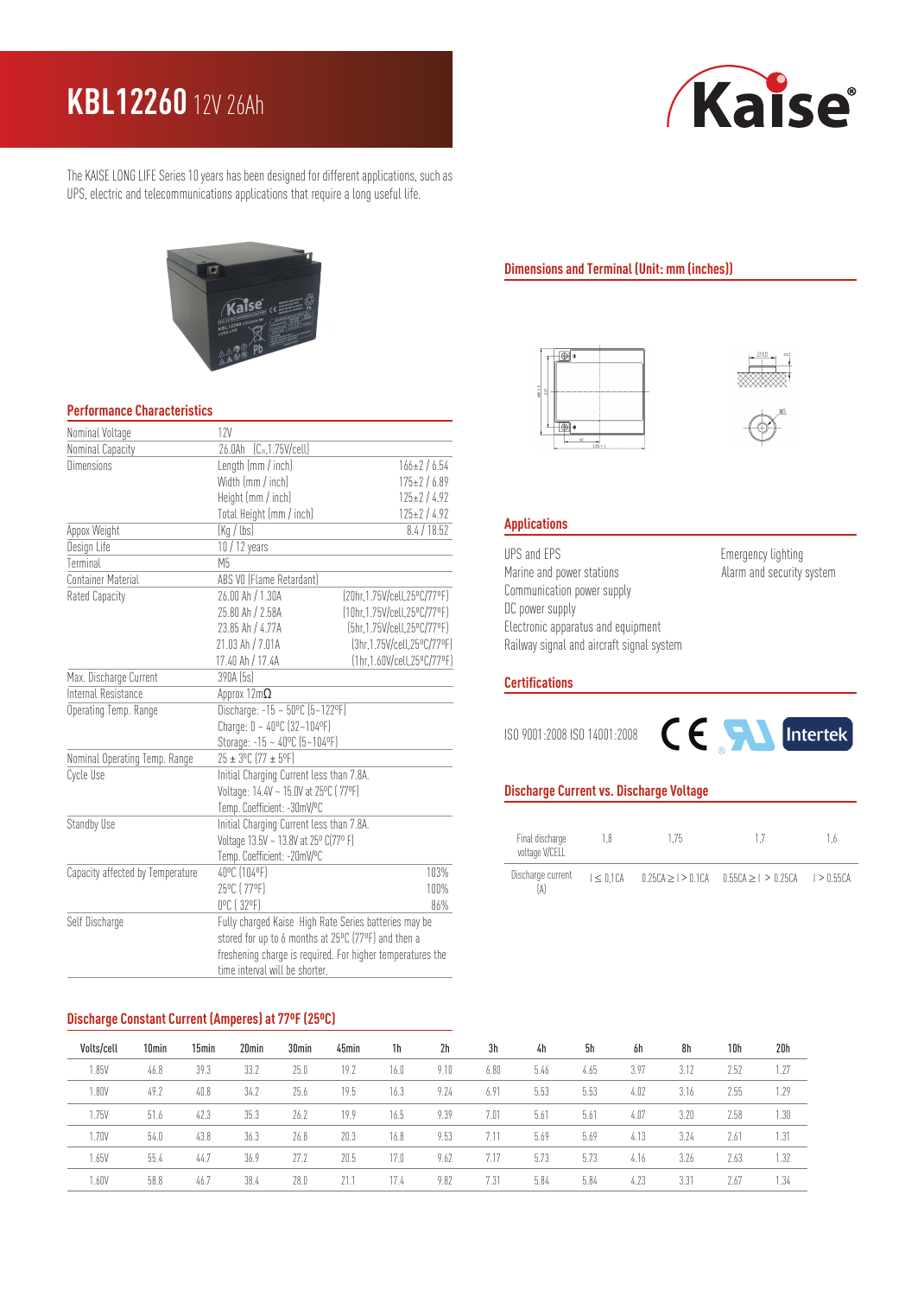# KBL12260 12V 26Ah

Kaise®

The KAISE LONG LIFE Series 10 years has been designed for different applications, such as UPS, electric and telecommunications applications that require a long useful life.

## Performance Characteristics

| | | |
|---|---|---|
| Nominal Voltage | 12V | |
| Nominal Capacity | 26.0Ah (C20,1.75V/cell) | |
| Dimensions | Length (mm / inch) | 166±2 / 6.54 |
| | Width (mm / inch) | 175±2 / 6.89 |
| | Height (mm / inch) | 125±2 / 4.92 |
| | Total Height (mm / inch) | 125±2 / 4.92 |
| Appox Weight | (Kg / lbs) | 8.4 / 18.52 |
| Design Life | 10 / 12 years | |
| Terminal | M5 | |
| Container Material | ABS V0 (Flame Retardant) | |
| Rated Capacity | 26.00 Ah / 1.30A | (20hr,1.75V/cell,25ºC/77ºF) |
| | 25.80 Ah / 2.58A | (10hr,1.75V/cell,25ºC/77ºF) |
| | 23.85 Ah / 4.77A | (5hr,1.75V/cell,25ºC/77ºF) |
| | 21.03 Ah / 7.01A | (3hr,1.75V/cell,25ºC/77ºF) |
| | 17.40 Ah / 17.4A | (1hr,1.60V/cell,25ºC/77ºF) |
| Max. Discharge Current | 390A (5s) | |
| Internal Resistance | Approx 12mΩ | |
| Operating Temp. Range | Discharge: -15 ~ 50ºC (5~122ºF) | |
| | Charge: 0 ~ 40ºC (32~104ºF) | |
| | Storage: -15 ~ 40ºC (5~104ºF) | |
| Nominal Operating Temp. Range | 25 ± 3ºC (77 ± 5ºF) | |
| Cycle Use | Initial Charging Current less than 7.8A. | |
| | Voltage: 14.4V ~ 15.0V at 25ºC ( 77ºF) | |
| | Temp. Coefficient: -30mV/ºC | |
| Standby Use | Initial Charging Current less than 7.8A. | |
| | Voltage 13.5V ~ 13.8V at 25º C(77º F) | |
| | Temp. Coefficient: -20mV/ºC | |
| Capacity affected by Temperature | 40ºC (104ºF) | 103% |
| | 25ºC ( 77ºF) | 100% |
| | 0ºC ( 32ºF) | 86% |
| Self Discharge | Fully charged Kaise High Rate Series batteries may be stored for up to 6 months at 25ºC (77ºF) and then a freshening charge is required. For higher temperatures the time interval will be shorter. | |

## Dimensions and Terminal (Unit: mm (inches))

## Applications

- UPS and EPS
- Marine and power stations
- Communication power supply
- DC power supply
- Electronic apparatus and equipment
- Railway signal and aircraft signal system
- Emergency lighting
- Alarm and security system

## Certifications

ISO 9001:2008 ISO 14001:2008

CE Intertek

## Discharge Current vs. Discharge Voltage

| Final discharge voltage V/CELL | 1,8 | 1,75 | 1,7 | 1,6 |
|---|---|---|---|---|
| Discharge current (A) | I ≤ 0,1CA | 0.25CA ≥ I > 0.1CA | 0.55CA ≥ I > 0.25CA | I > 0.55CA |

## Discharge Constant Current (Amperes) at 77ºF (25ºC)

| Volts/cell | 10min | 15min | 20min | 30min | 45min | 1h | 2h | 3h | 4h | 5h | 6h | 8h | 10h | 20h |
|---|---|---|---|---|---|---|---|---|---|---|---|---|---|---|
| 1.85V | 46.8 | 39.3 | 33.2 | 25.0 | 19.2 | 16.0 | 9.10 | 6.80 | 5.46 | 4.65 | 3.97 | 3.12 | 2.52 | 1.27 |
| 1.80V | 49.2 | 40.8 | 34.2 | 25.6 | 19.5 | 16.3 | 9.24 | 6.91 | 5.53 | 5.53 | 4.02 | 3.16 | 2.55 | 1.29 |
| 1.75V | 51.6 | 42.3 | 35.3 | 26.2 | 19.9 | 16.5 | 9.39 | 7.01 | 5.61 | 5.61 | 4.07 | 3.20 | 2.58 | 1.30 |
| 1.70V | 54.0 | 43.8 | 36.3 | 26.8 | 20.3 | 16.8 | 9.53 | 7.11 | 5.69 | 5.69 | 4.13 | 3.24 | 2.61 | 1.31 |
| 1.65V | 55.4 | 44.7 | 36.9 | 27.2 | 20.5 | 17.0 | 9.62 | 7.17 | 5.73 | 5.73 | 4.16 | 3.26 | 2.63 | 1.32 |
| 1.60V | 58.8 | 46.7 | 38.4 | 28.0 | 21.1 | 17.4 | 9.82 | 7.31 | 5.84 | 5.84 | 4.23 | 3.31 | 2.67 | 1.34 |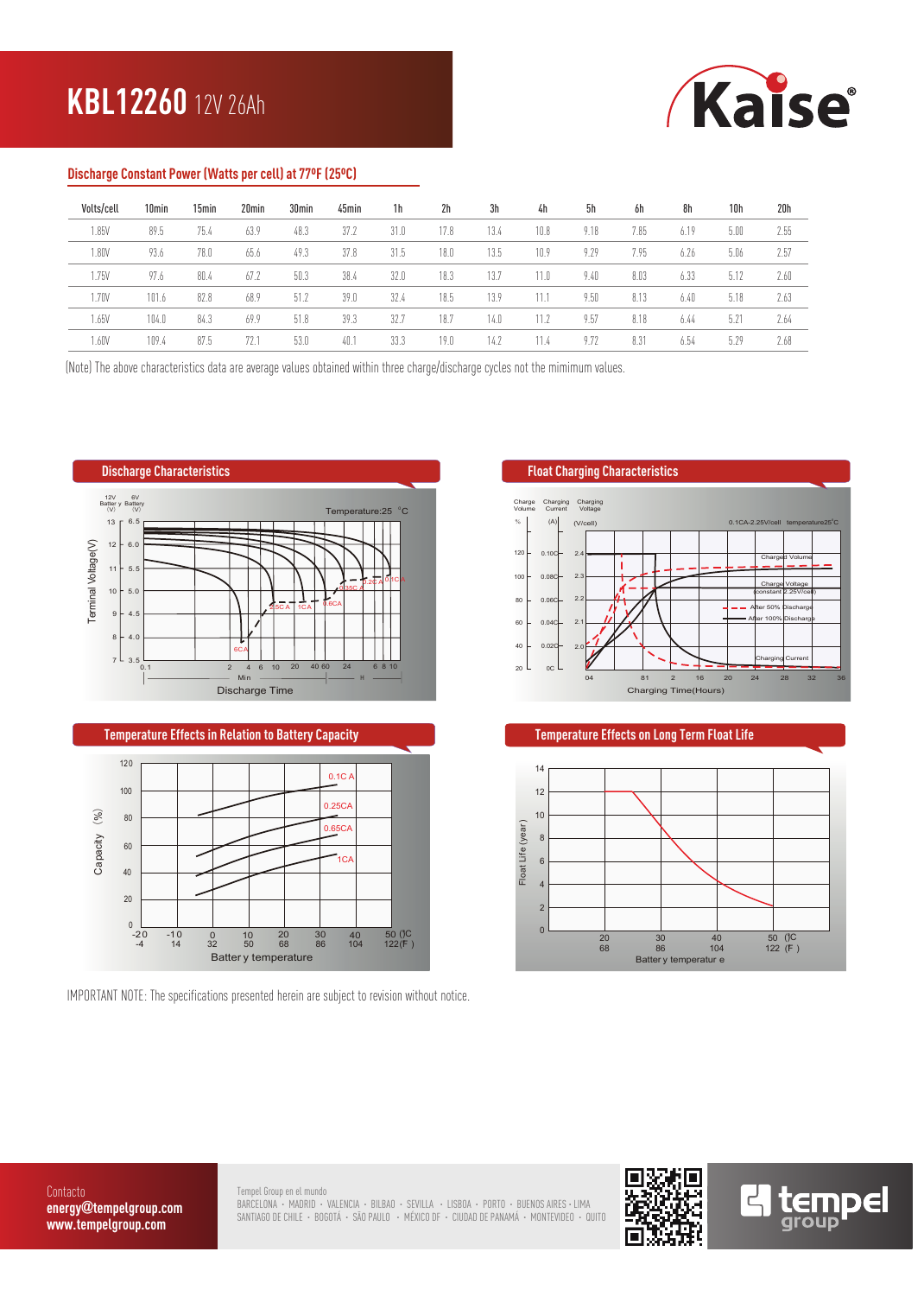# KBL12260 12V 26Ah

## Discharge Constant Power (Watts per cell) at 77ºF (25ºC)

| Volts/cell | 10min | 15min | 20min | 30min | 45min | 1h | 2h | 3h | 4h | 5h | 6h | 8h | 10h | 20h |
|---|---|---|---|---|---|---|---|---|---|---|---|---|---|---|
| 1.85V | 89.5 | 75.4 | 63.9 | 48.3 | 37.2 | 31.0 | 17.8 | 13.4 | 10.8 | 9.18 | 7.85 | 6.19 | 5.00 | 2.55 |
| 1.80V | 93.6 | 78.0 | 65.6 | 49.3 | 37.8 | 31.5 | 18.0 | 13.5 | 10.9 | 9.29 | 7.95 | 6.26 | 5.06 | 2.57 |
| 1.75V | 97.6 | 80.4 | 67.2 | 50.3 | 38.4 | 32.0 | 18.3 | 13.7 | 11.0 | 9.40 | 8.03 | 6.33 | 5.12 | 2.60 |
| 1.70V | 101.6 | 82.8 | 68.9 | 51.2 | 39.0 | 32.4 | 18.5 | 13.9 | 11.1 | 9.50 | 8.13 | 6.40 | 5.18 | 2.63 |
| 1.65V | 104.0 | 84.3 | 69.9 | 51.8 | 39.3 | 32.7 | 18.7 | 14.0 | 11.2 | 9.57 | 8.18 | 6.44 | 5.21 | 2.64 |
| 1.60V | 109.4 | 87.5 | 72.1 | 53.0 | 40.1 | 33.3 | 19.0 | 14.2 | 11.4 | 9.72 | 8.31 | 6.54 | 5.29 | 2.68 |

(Note) The above characteristics data are average values obtained within three charge/discharge cycles not the mimimum values.

## Discharge Characteristics

12V Battery (V)
6V Battery (V)
Temperature:25 °C
Terminal Voltage(V)
6CA 3CA 2CA 1CA 0.6CA 0.25CA 0.2CA 0.1CA 0.05CA
Discharge Time
Min
H

## Float Charging Characteristics

Charge Volume %
Charging Current (A)
Charging Voltage (V/cell)
0.1CA-2.25V/cell temperature25°C
Charged Volume
Charge Voltage (constant 2.25V/cell)
After 50% Discharge
After 100% Discharge
Charging Current
Charging Time(Hours)

## Temperature Effects in Relation to Battery Capacity

Capacity (%)
0.1CA
0.25CA
0.65CA
1CA
Battery temperature
(°C)
(°F)

## Temperature Effects on Long Term Float Life

Float Life (year)
Battery temperature
(°C)
(°F)

IMPORTANT NOTE: The specifications presented herein are subject to revision without notice.

Contacto
**energy@tempelgroup.com**
**www.tempelgroup.com**

Tempel Group en el mundo
BARCELONA · MADRID · VALENCIA · BILBAO · SEVILLA · LISBOA · PORTO · BUENOS AIRES · LIMA
SANTIAGO DE CHILE · BOGOTÁ · SÃO PAULO · MÉXICO DF · CIUDAD DE PANAMÁ · MONTEVIDEO · QUITO